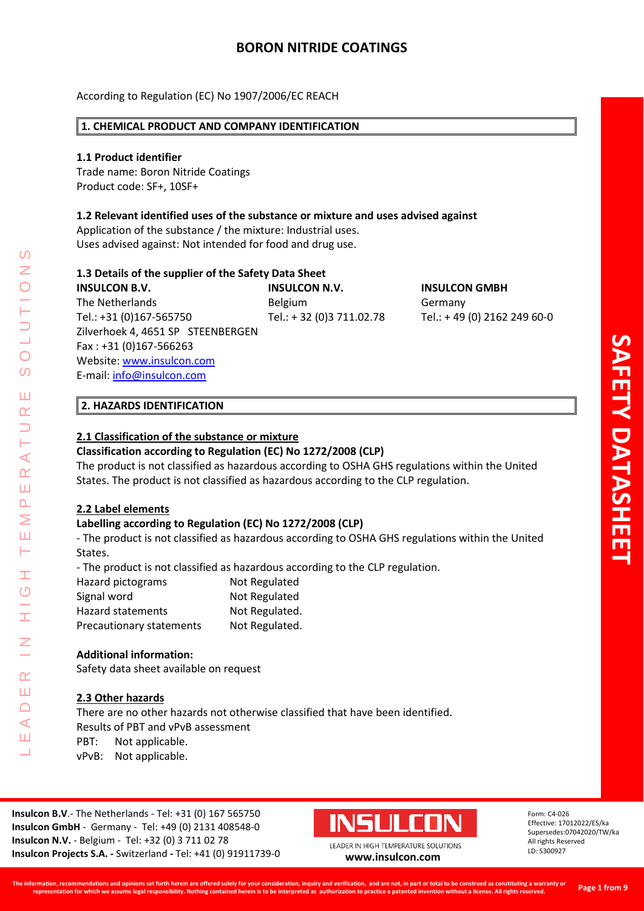# BORON NITRIDE COATINGS

According to Regulation (EC) No 1907/2006/EC REACH

## 1. CHEMICAL PRODUCT AND COMPANY IDENTIFICATION

### 1.1 Product identifier

Trade name: Boron Nitride Coatings
Product code: SF+, 10SF+

### 1.2 Relevant identified uses of the substance or mixture and uses advised against

Application of the substance / the mixture: Industrial uses.
Uses advised against: Not intended for food and drug use.

### 1.3 Details of the supplier of the Safety Data Sheet

**INSULCON B.V.**
The Netherlands
Tel.: +31 (0)167-565750
Zilverhoek 4, 4651 SP STEENBERGEN
Fax : +31 (0)167-566263
Website: www.insulcon.com
E-mail: info@insulcon.com

**INSULCON N.V.**
Belgium
Tel.: + 32 (0)3 711.02.78

**INSULCON GMBH**
Germany
Tel.: + 49 (0) 2162 249 60-0

## 2. HAZARDS IDENTIFICATION

### 2.1 Classification of the substance or mixture

**Classification according to Regulation (EC) No 1272/2008 (CLP)**

The product is not classified as hazardous according to OSHA GHS regulations within the United States. The product is not classified as hazardous according to the CLP regulation.

### 2.2 Label elements

**Labelling according to Regulation (EC) No 1272/2008 (CLP)**

- The product is not classified as hazardous according to OSHA GHS regulations within the United States.
- The product is not classified as hazardous according to the CLP regulation.

| | |
|---|---|
| Hazard pictograms | Not Regulated |
| Signal word | Not Regulated |
| Hazard statements | Not Regulated. |
| Precautionary statements | Not Regulated. |

**Additional information:**

Safety data sheet available on request

### 2.3 Other hazards

There are no other hazards not otherwise classified that have been identified.
Results of PBT and vPvB assessment
PBT: Not applicable.
vPvB: Not applicable.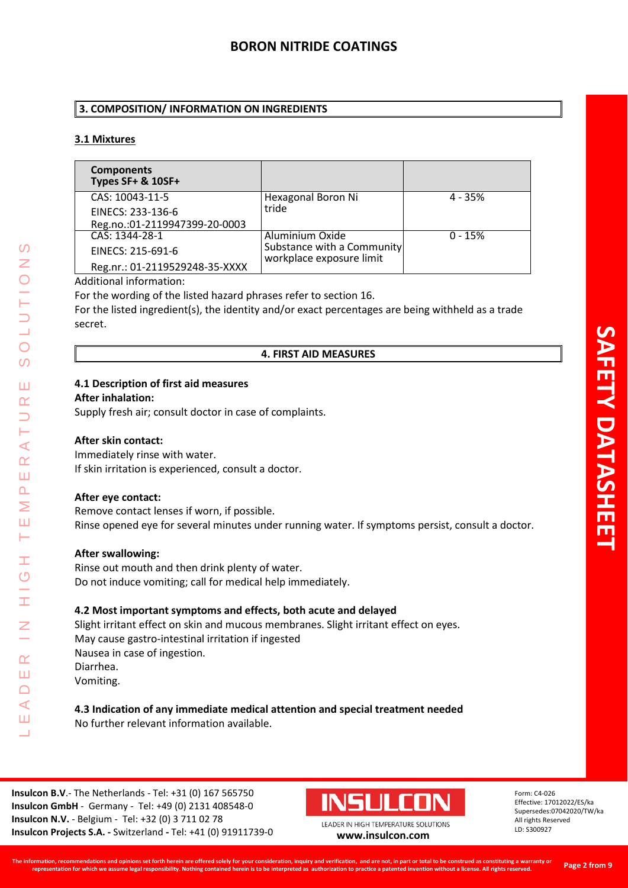## 3. COMPOSITION/ INFORMATION ON INGREDIENTS

### 3.1 Mixtures

| Components Types SF+ & 10SF+ | | |
|---|---|---|
| CAS: 10043-11-5<br>EINECS: 233-136-6<br>Reg.no.:01-2119947399-20-0003 | Hexagonal Boron Ni tride | 4 - 35% |
| CAS: 1344-28-1<br>EINECS: 215-691-6<br>Reg.nr.: 01-2119529248-35-XXXX | Aluminium Oxide<br>Substance with a Community workplace exposure limit | 0 - 15% |

Additional information:

For the wording of the listed hazard phrases refer to section 16.

For the listed ingredient(s), the identity and/or exact percentages are being withheld as a trade secret.

## 4. FIRST AID MEASURES

### 4.1 Description of first aid measures

**After inhalation:**

Supply fresh air; consult doctor in case of complaints.

**After skin contact:**

Immediately rinse with water.
If skin irritation is experienced, consult a doctor.

**After eye contact:**

Remove contact lenses if worn, if possible.
Rinse opened eye for several minutes under running water. If symptoms persist, consult a doctor.

**After swallowing:**

Rinse out mouth and then drink plenty of water.
Do not induce vomiting; call for medical help immediately.

### 4.2 Most important symptoms and effects, both acute and delayed

Slight irritant effect on skin and mucous membranes. Slight irritant effect on eyes.
May cause gastro-intestinal irritation if ingested
Nausea in case of ingestion.
Diarrhea.
Vomiting.

### 4.3 Indication of any immediate medical attention and special treatment needed

No further relevant information available.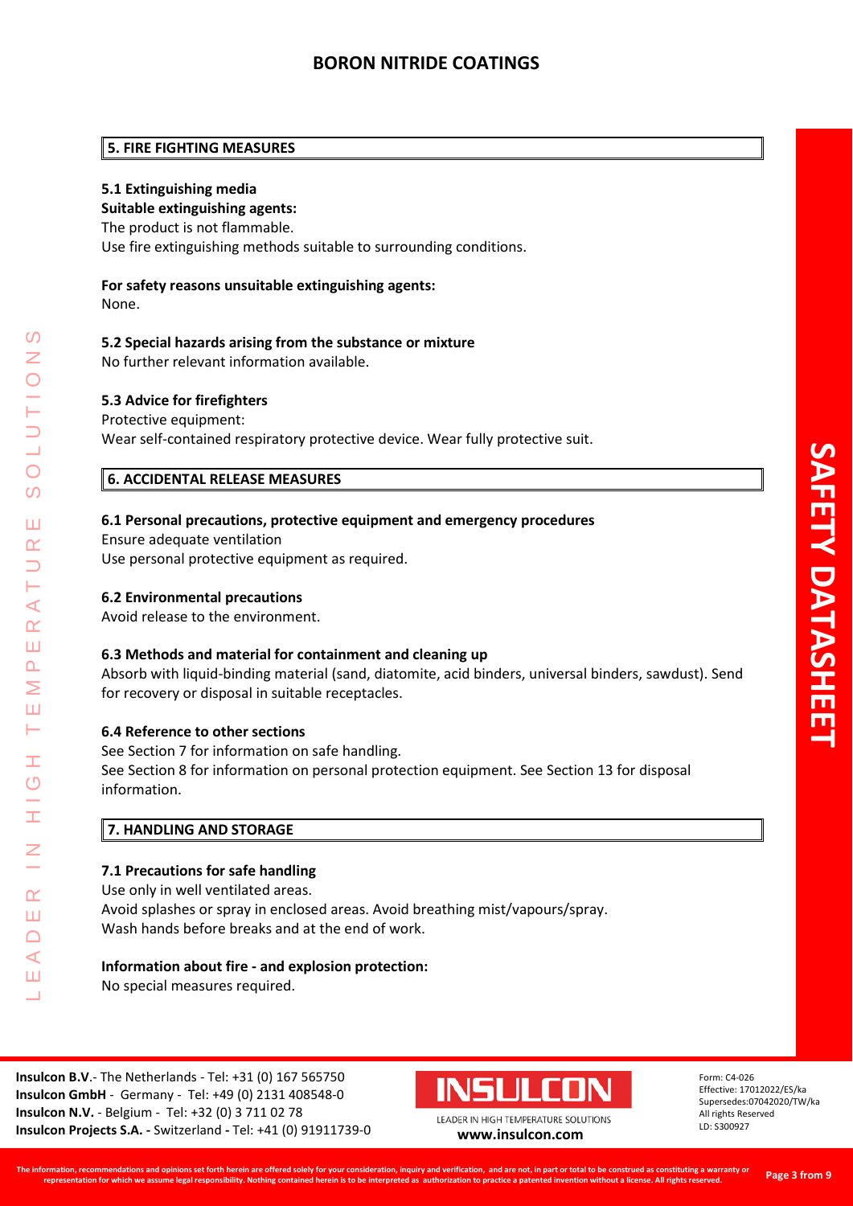## 5. FIRE FIGHTING MEASURES

### 5.1 Extinguishing media

**Suitable extinguishing agents:**

The product is not flammable.

Use fire extinguishing methods suitable to surrounding conditions.

**For safety reasons unsuitable extinguishing agents:**

None.

### 5.2 Special hazards arising from the substance or mixture

No further relevant information available.

### 5.3 Advice for firefighters

Protective equipment:

Wear self-contained respiratory protective device. Wear fully protective suit.

## 6. ACCIDENTAL RELEASE MEASURES

### 6.1 Personal precautions, protective equipment and emergency procedures

Ensure adequate ventilation

Use personal protective equipment as required.

### 6.2 Environmental precautions

Avoid release to the environment.

### 6.3 Methods and material for containment and cleaning up

Absorb with liquid-binding material (sand, diatomite, acid binders, universal binders, sawdust). Send for recovery or disposal in suitable receptacles.

### 6.4 Reference to other sections

See Section 7 for information on safe handling.

See Section 8 for information on personal protection equipment. See Section 13 for disposal information.

## 7. HANDLING AND STORAGE

### 7.1 Precautions for safe handling

Use only in well ventilated areas.

Avoid splashes or spray in enclosed areas. Avoid breathing mist/vapours/spray.

Wash hands before breaks and at the end of work.

**Information about fire - and explosion protection:**

No special measures required.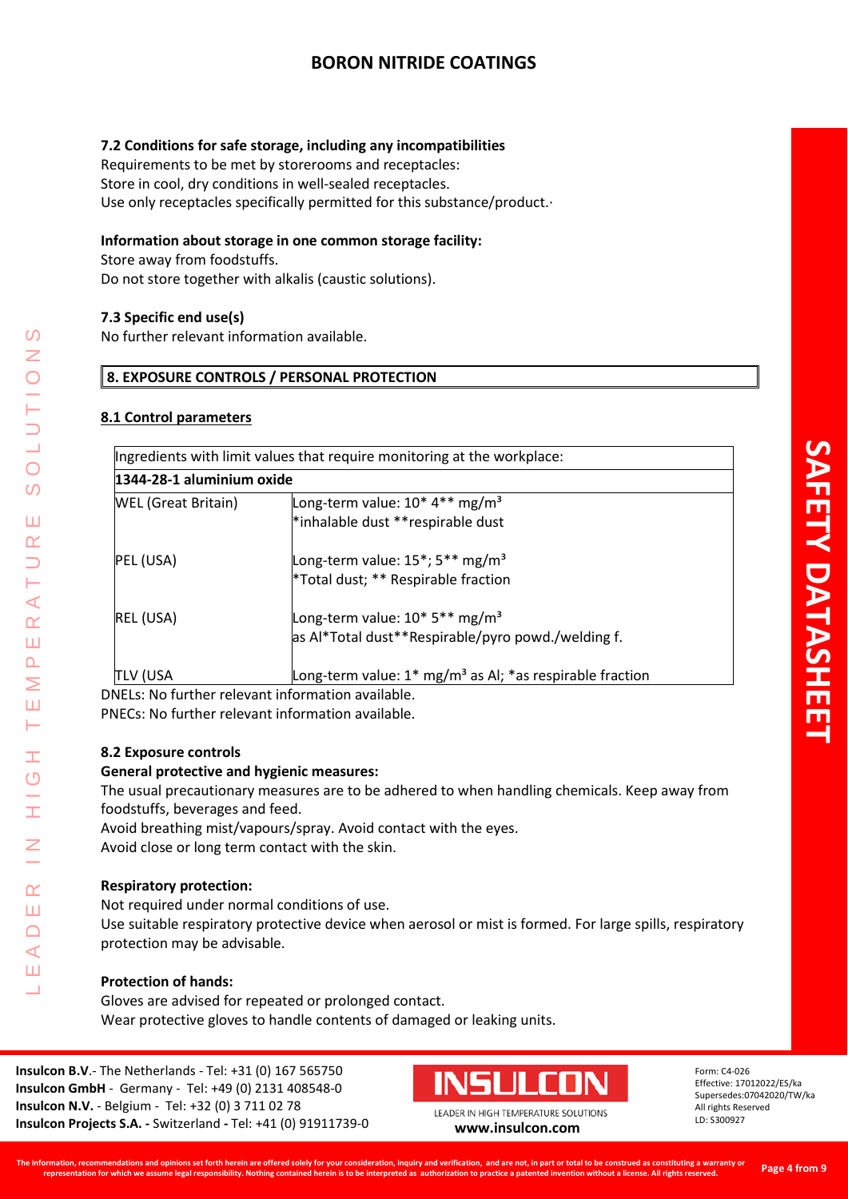### 7.2 Conditions for safe storage, including any incompatibilities

Requirements to be met by storerooms and receptacles:
Store in cool, dry conditions in well-sealed receptacles.
Use only receptacles specifically permitted for this substance/product.·

**Information about storage in one common storage facility:**
Store away from foodstuffs.
Do not store together with alkalis (caustic solutions).

### 7.3 Specific end use(s)

No further relevant information available.

## 8. EXPOSURE CONTROLS / PERSONAL PROTECTION

### 8.1 Control parameters

| Ingredients with limit values that require monitoring at the workplace: | |
|---|---|
| **1344-28-1 aluminium oxide** | |
| WEL (Great Britain) | Long-term value: 10* 4** mg/m³<br>*inhalable dust **respirable dust |
| PEL (USA) | Long-term value: 15*; 5** mg/m³<br>*Total dust; ** Respirable fraction |
| REL (USA) | Long-term value: 10* 5** mg/m³<br>as Al*Total dust**Respirable/pyro powd./welding f. |
| TLV (USA | Long-term value: 1* mg/m³ as Al; *as respirable fraction |

DNELs: No further relevant information available.
PNECs: No further relevant information available.

### 8.2 Exposure controls

**General protective and hygienic measures:**
The usual precautionary measures are to be adhered to when handling chemicals. Keep away from foodstuffs, beverages and feed.
Avoid breathing mist/vapours/spray. Avoid contact with the eyes.
Avoid close or long term contact with the skin.

**Respiratory protection:**
Not required under normal conditions of use.
Use suitable respiratory protective device when aerosol or mist is formed. For large spills, respiratory protection may be advisable.

**Protection of hands:**
Gloves are advised for repeated or prolonged contact.
Wear protective gloves to handle contents of damaged or leaking units.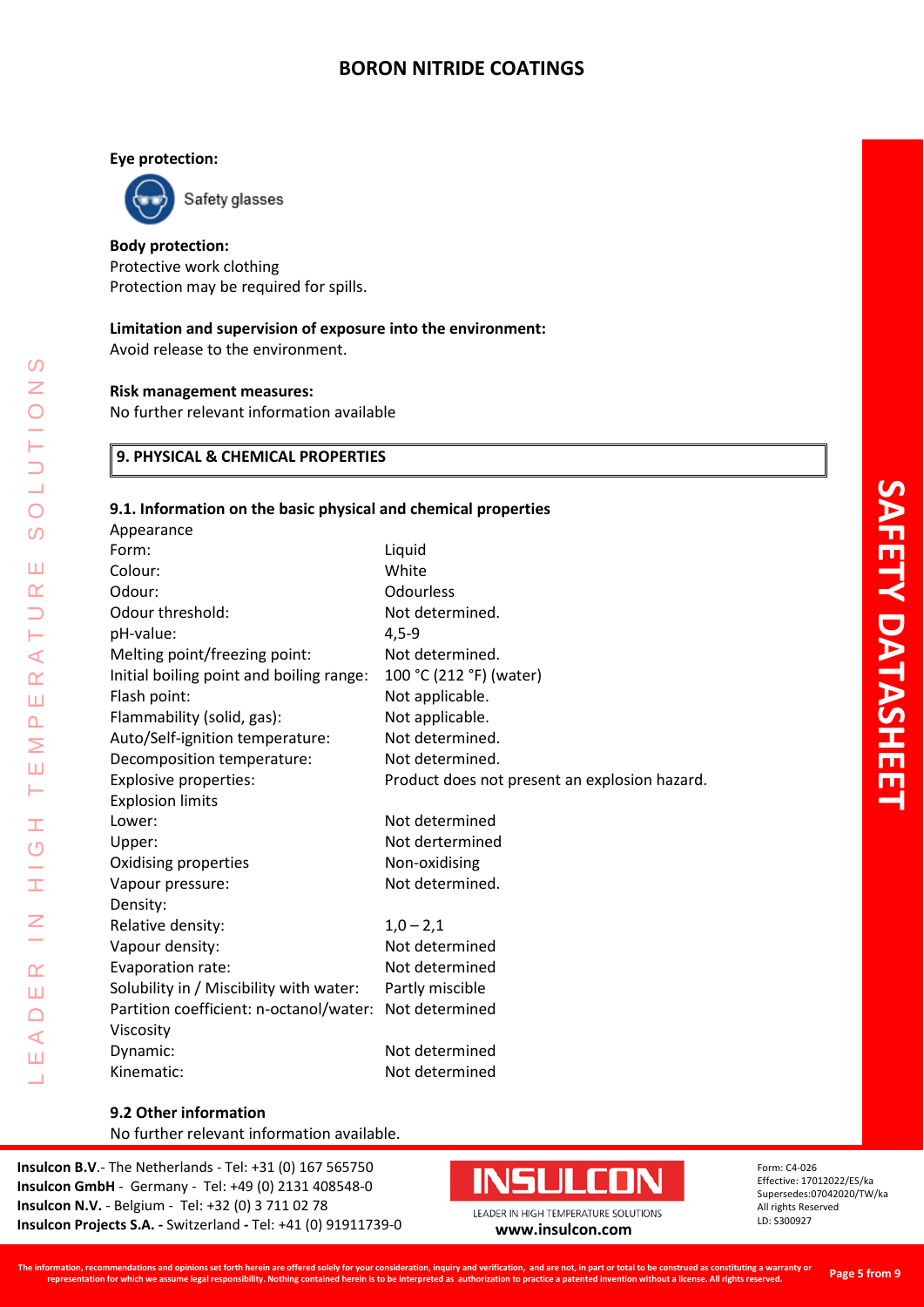**Eye protection:**

Safety glasses

**Body protection:**
Protective work clothing
Protection may be required for spills.

**Limitation and supervision of exposure into the environment:**
Avoid release to the environment.

**Risk management measures:**
No further relevant information available

## 9. PHYSICAL & CHEMICAL PROPERTIES

### 9.1. Information on the basic physical and chemical properties

| | |
|---|---|
| Appearance | |
| Form: | Liquid |
| Colour: | White |
| Odour: | Odourless |
| Odour threshold: | Not determined. |
| pH-value: | 4,5-9 |
| Melting point/freezing point: | Not determined. |
| Initial boiling point and boiling range: | 100 °C (212 °F) (water) |
| Flash point: | Not applicable. |
| Flammability (solid, gas): | Not applicable. |
| Auto/Self-ignition temperature: | Not determined. |
| Decomposition temperature: | Not determined. |
| Explosive properties: | Product does not present an explosion hazard. |
| Explosion limits | |
| Lower: | Not determined |
| Upper: | Not dertermined |
| Oxidising properties | Non-oxidising |
| Vapour pressure: | Not determined. |
| Density: | |
| Relative density: | 1,0 – 2,1 |
| Vapour density: | Not determined |
| Evaporation rate: | Not determined |
| Solubility in / Miscibility with water: | Partly miscible |
| Partition coefficient: n-octanol/water: | Not determined |
| Viscosity | |
| Dynamic: | Not determined |
| Kinematic: | Not determined |

### 9.2 Other information

No further relevant information available.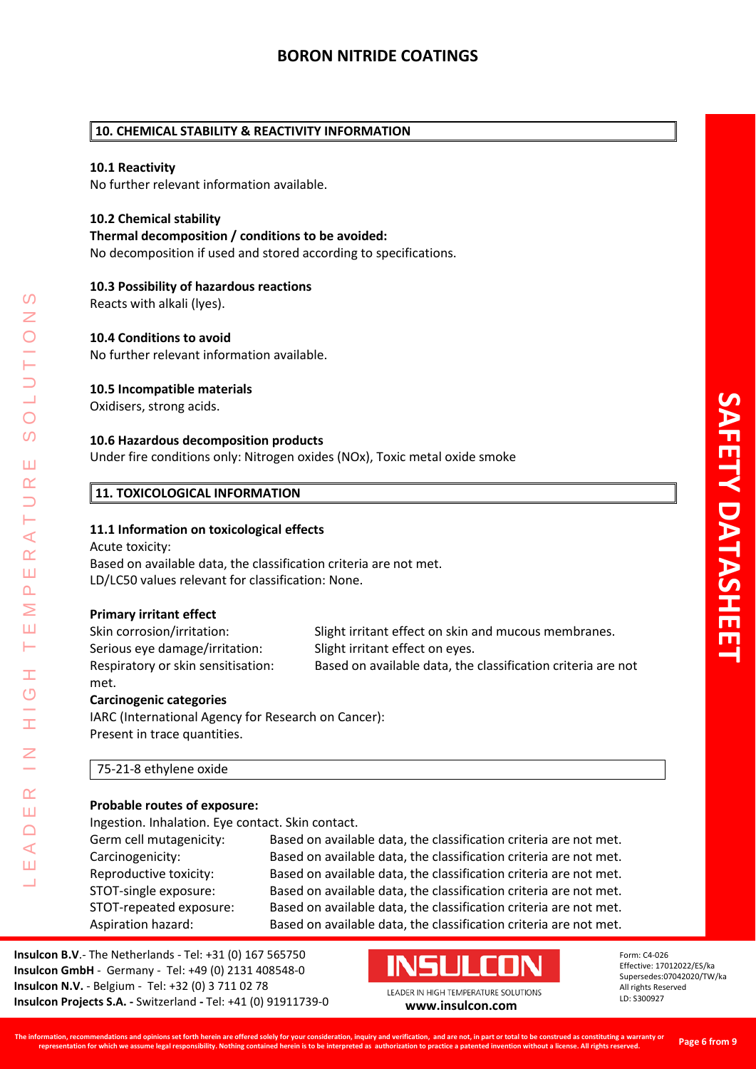## 10. CHEMICAL STABILITY & REACTIVITY INFORMATION

**10.1 Reactivity**
No further relevant information available.

**10.2 Chemical stability**
**Thermal decomposition / conditions to be avoided:**
No decomposition if used and stored according to specifications.

**10.3 Possibility of hazardous reactions**
Reacts with alkali (lyes).

**10.4 Conditions to avoid**
No further relevant information available.

**10.5 Incompatible materials**
Oxidisers, strong acids.

**10.6 Hazardous decomposition products**
Under fire conditions only: Nitrogen oxides (NOx), Toxic metal oxide smoke

## 11. TOXICOLOGICAL INFORMATION

**11.1 Information on toxicological effects**
Acute toxicity:
Based on available data, the classification criteria are not met.
LD/LC50 values relevant for classification: None.

**Primary irritant effect**

Skin corrosion/irritation: Slight irritant effect on skin and mucous membranes.
Serious eye damage/irritation: Slight irritant effect on eyes.
Respiratory or skin sensitisation: Based on available data, the classification criteria are not met.

**Carcinogenic categories**
IARC (International Agency for Research on Cancer):
Present in trace quantities.

| 75-21-8 ethylene oxide |
|---|

**Probable routes of exposure:**
Ingestion. Inhalation. Eye contact. Skin contact.

Germ cell mutagenicity: Based on available data, the classification criteria are not met.
Carcinogenicity: Based on available data, the classification criteria are not met.
Reproductive toxicity: Based on available data, the classification criteria are not met.
STOT-single exposure: Based on available data, the classification criteria are not met.
STOT-repeated exposure: Based on available data, the classification criteria are not met.
Aspiration hazard: Based on available data, the classification criteria are not met.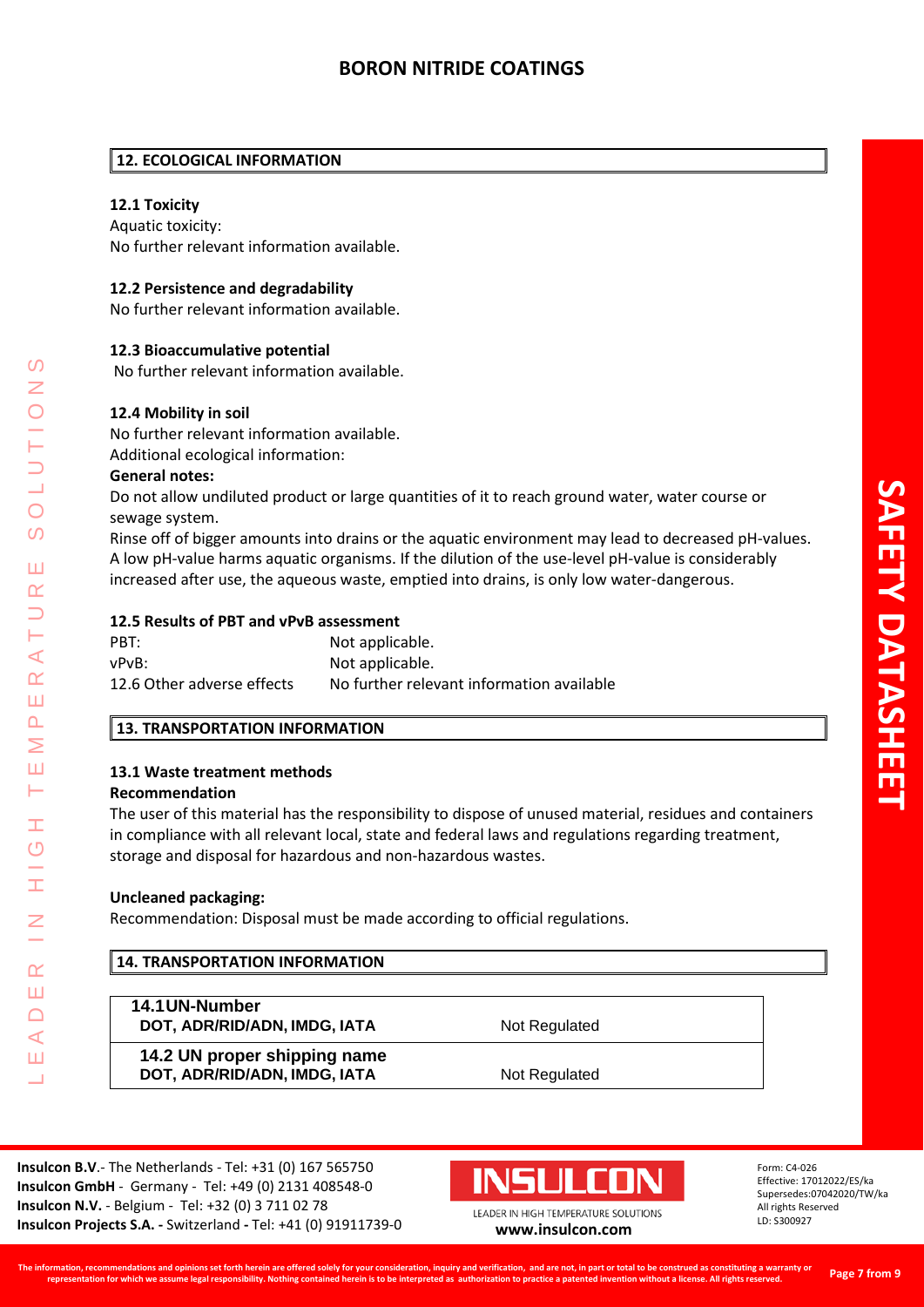## 12. ECOLOGICAL INFORMATION

### 12.1 Toxicity

Aquatic toxicity:
No further relevant information available.

### 12.2 Persistence and degradability

No further relevant information available.

### 12.3 Bioaccumulative potential

No further relevant information available.

### 12.4 Mobility in soil

No further relevant information available.
Additional ecological information:

**General notes:**

Do not allow undiluted product or large quantities of it to reach ground water, water course or sewage system.
Rinse off of bigger amounts into drains or the aquatic environment may lead to decreased pH-values. A low pH-value harms aquatic organisms. If the dilution of the use-level pH-value is considerably increased after use, the aqueous waste, emptied into drains, is only low water-dangerous.

### 12.5 Results of PBT and vPvB assessment

| | |
|---|---|
| PBT: | Not applicable. |
| vPvB: | Not applicable. |
| 12.6 Other adverse effects | No further relevant information available |

## 13. TRANSPORTATION INFORMATION

### 13.1 Waste treatment methods

**Recommendation**

The user of this material has the responsibility to dispose of unused material, residues and containers in compliance with all relevant local, state and federal laws and regulations regarding treatment, storage and disposal for hazardous and non-hazardous wastes.

**Uncleaned packaging:**

Recommendation: Disposal must be made according to official regulations.

## 14. TRANSPORTATION INFORMATION

| | |
|---|---|
| **14.1UN-Number**<br>**DOT, ADR/RID/ADN, IMDG, IATA** | Not Regulated |
| **14.2 UN proper shipping name**<br>**DOT, ADR/RID/ADN, IMDG, IATA** | Not Regulated |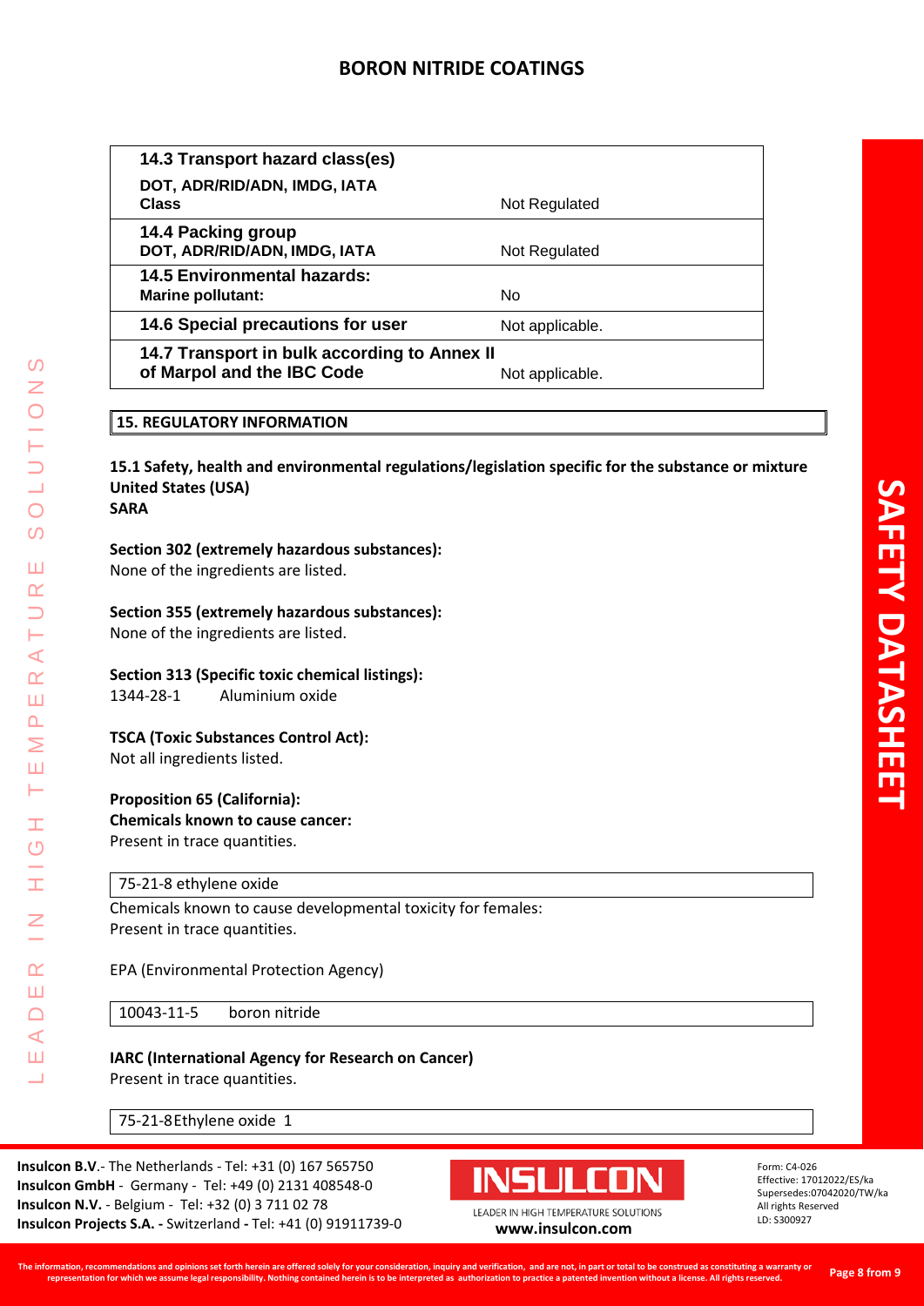| 14.3 Transport hazard class(es) | |
| --- | --- |
| DOT, ADR/RID/ADN, IMDG, IATA Class | Not Regulated |
| 14.4 Packing group DOT, ADR/RID/ADN, IMDG, IATA | Not Regulated |
| 14.5 Environmental hazards: Marine pollutant: | No |
| 14.6 Special precautions for user | Not applicable. |
| 14.7 Transport in bulk according to Annex II of Marpol and the IBC Code | Not applicable. |

## 15. REGULATORY INFORMATION

**15.1 Safety, health and environmental regulations/legislation specific for the substance or mixture**
**United States (USA)**
**SARA**

**Section 302 (extremely hazardous substances):**
None of the ingredients are listed.

**Section 355 (extremely hazardous substances):**
None of the ingredients are listed.

**Section 313 (Specific toxic chemical listings):**
1344-28-1 Aluminium oxide

**TSCA (Toxic Substances Control Act):**
Not all ingredients listed.

**Proposition 65 (California):**
**Chemicals known to cause cancer:**
Present in trace quantities.

75-21-8 ethylene oxide

Chemicals known to cause developmental toxicity for females:
Present in trace quantities.

EPA (Environmental Protection Agency)

10043-11-5 boron nitride

**IARC (International Agency for Research on Cancer)**
Present in trace quantities.

75-21-8 Ethylene oxide 1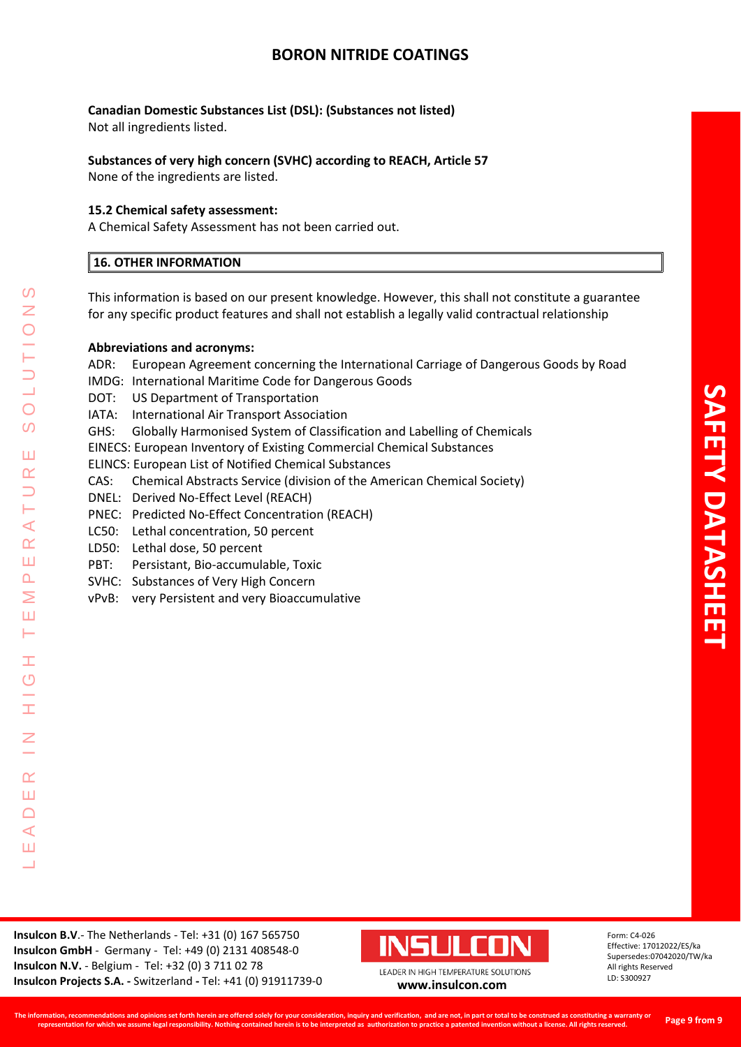**Canadian Domestic Substances List (DSL): (Substances not listed)**
Not all ingredients listed.

**Substances of very high concern (SVHC) according to REACH, Article 57**
None of the ingredients are listed.

**15.2 Chemical safety assessment:**
A Chemical Safety Assessment has not been carried out.

## 16. OTHER INFORMATION

This information is based on our present knowledge. However, this shall not constitute a guarantee for any specific product features and shall not establish a legally valid contractual relationship

**Abbreviations and acronyms:**

ADR: European Agreement concerning the International Carriage of Dangerous Goods by Road
IMDG: International Maritime Code for Dangerous Goods
DOT: US Department of Transportation
IATA: International Air Transport Association
GHS: Globally Harmonised System of Classification and Labelling of Chemicals
EINECS: European Inventory of Existing Commercial Chemical Substances
ELINCS: European List of Notified Chemical Substances
CAS: Chemical Abstracts Service (division of the American Chemical Society)
DNEL: Derived No-Effect Level (REACH)
PNEC: Predicted No-Effect Concentration (REACH)
LC50: Lethal concentration, 50 percent
LD50: Lethal dose, 50 percent
PBT: Persistant, Bio-accumulable, Toxic
SVHC: Substances of Very High Concern
vPvB: very Persistent and very Bioaccumulative